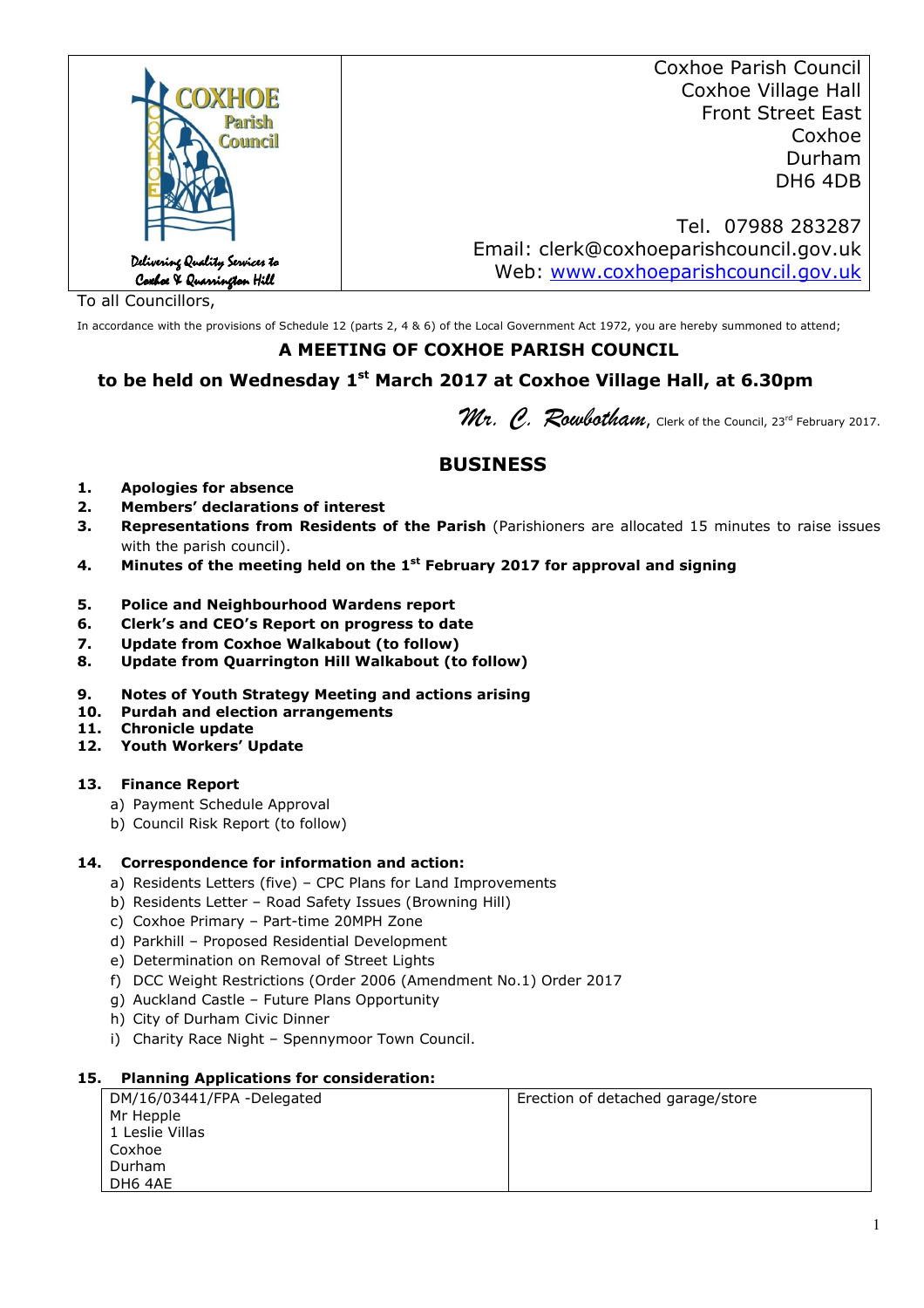| COXHOE Parish Council<br>*Delivering Quality Services to Coxhoe & Quarrington Hill* | Coxhoe Parish Council<br>Coxhoe Village Hall<br>Front Street East<br>Coxhoe<br>Durham<br>DH6 4DB<br><br>Tel. 07988 283287<br>Email: clerk@coxhoeparishcouncil.gov.uk<br>Web: [www.coxhoeparishcouncil.gov.uk](http://www.coxhoeparishcouncil.gov.uk) |
|---|---|

To all Councillors,

In accordance with the provisions of Schedule 12 (parts 2, 4 & 6) of the Local Government Act 1972, you are hereby summoned to attend;

## A MEETING OF COXHOE PARISH COUNCIL

## to be held on Wednesday 1st March 2017 at Coxhoe Village Hall, at 6.30pm

*Mr. C. Rowbotham*, Clerk of the Council, 23rd February 2017.

## BUSINESS

1. **Apologies for absence**
2. **Members' declarations of interest**
3. **Representations from Residents of the Parish** (Parishioners are allocated 15 minutes to raise issues with the parish council).
4. **Minutes of the meeting held on the 1st February 2017 for approval and signing**
5. **Police and Neighbourhood Wardens report**
6. **Clerk's and CEO's Report on progress to date**
7. **Update from Coxhoe Walkabout (to follow)**
8. **Update from Quarrington Hill Walkabout (to follow)**
9. **Notes of Youth Strategy Meeting and actions arising**
10. **Purdah and election arrangements**
11. **Chronicle update**
12. **Youth Workers' Update**
13. **Finance Report**
    a) Payment Schedule Approval
    b) Council Risk Report (to follow)
14. **Correspondence for information and action:**
    a) Residents Letters (five) – CPC Plans for Land Improvements
    b) Residents Letter – Road Safety Issues (Browning Hill)
    c) Coxhoe Primary – Part-time 20MPH Zone
    d) Parkhill – Proposed Residential Development
    e) Determination on Removal of Street Lights
    f) DCC Weight Restrictions (Order 2006 (Amendment No.1) Order 2017
    g) Auckland Castle – Future Plans Opportunity
    h) City of Durham Civic Dinner
    i) Charity Race Night – Spennymoor Town Council.
15. **Planning Applications for consideration:**

| | |
|---|---|
| DM/16/03441/FPA -Delegated<br>Mr Hepple<br>1 Leslie Villas<br>Coxhoe<br>Durham<br>DH6 4AE | Erection of detached garage/store |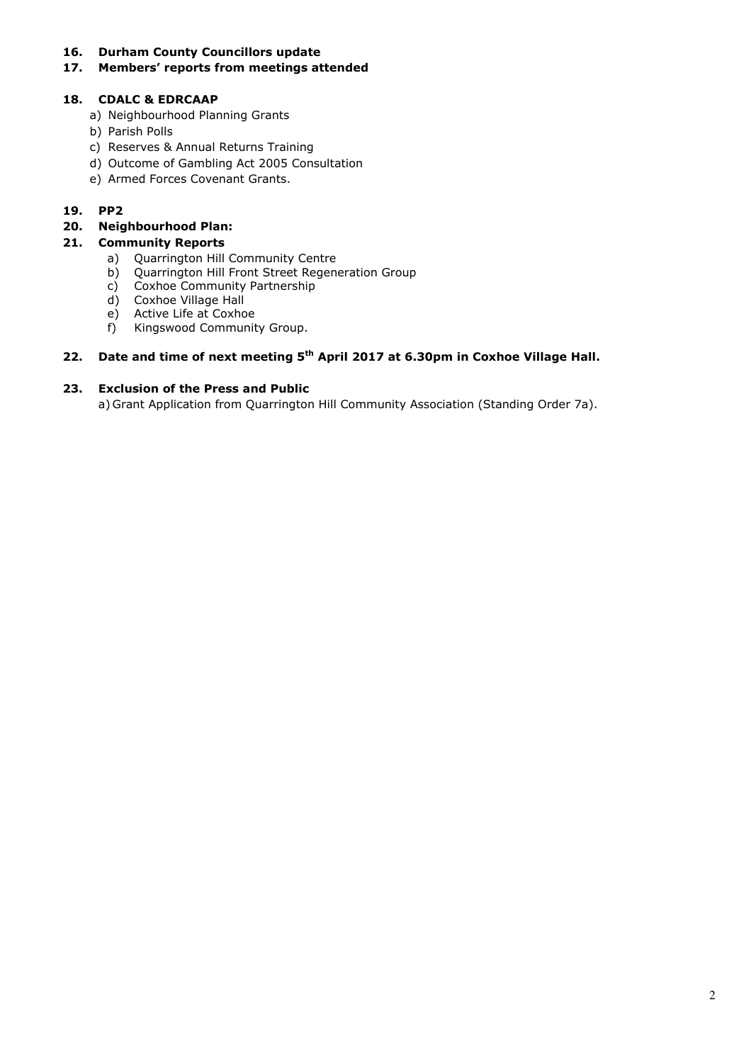**16. Durham County Councillors update**

**17. Members' reports from meetings attended**

**18. CDALC & EDRCAAP**

a) Neighbourhood Planning Grants
b) Parish Polls
c) Reserves & Annual Returns Training
d) Outcome of Gambling Act 2005 Consultation
e) Armed Forces Covenant Grants.

**19. PP2**

**20. Neighbourhood Plan:**

**21. Community Reports**

a) Quarrington Hill Community Centre
b) Quarrington Hill Front Street Regeneration Group
c) Coxhoe Community Partnership
d) Coxhoe Village Hall
e) Active Life at Coxhoe
f) Kingswood Community Group.

**22. Date and time of next meeting 5th April 2017 at 6.30pm in Coxhoe Village Hall.**

**23. Exclusion of the Press and Public**

a) Grant Application from Quarrington Hill Community Association (Standing Order 7a).